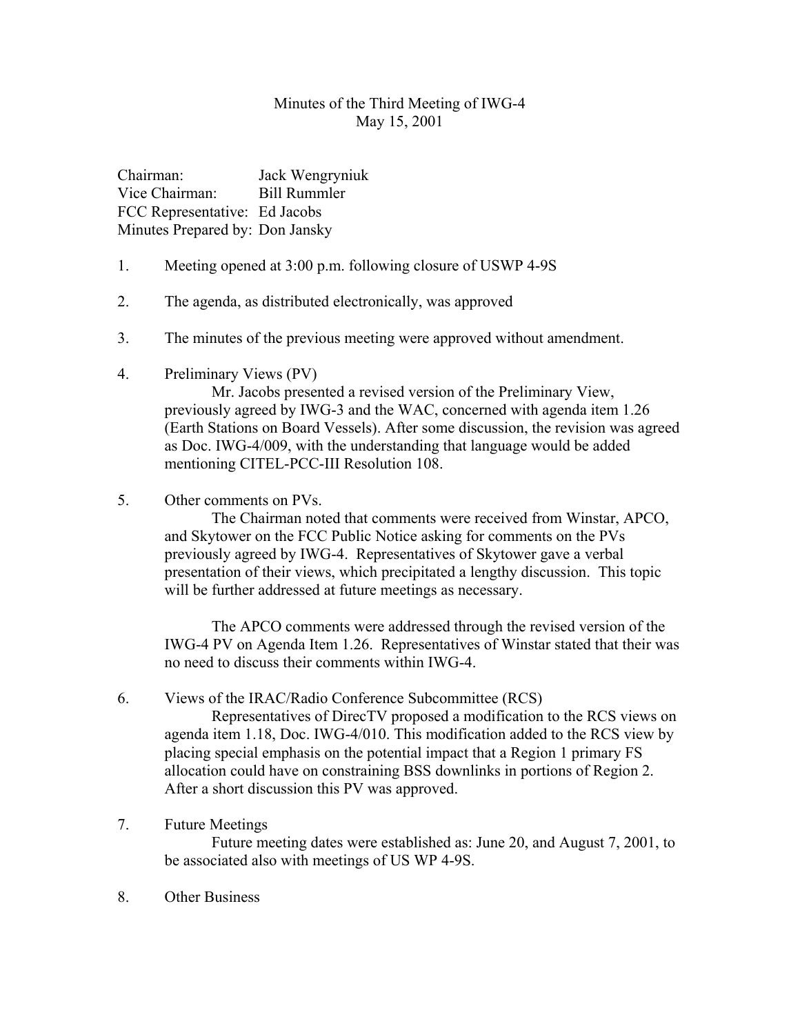# Minutes of the Third Meeting of IWG-4
May 15, 2001

Chairman: Jack Wengryniuk
Vice Chairman: Bill Rummler
FCC Representative: Ed Jacobs
Minutes Prepared by: Don Jansky

1. Meeting opened at 3:00 p.m. following closure of USWP 4-9S

2. The agenda, as distributed electronically, was approved

3. The minutes of the previous meeting were approved without amendment.

4. Preliminary Views (PV)

   Mr. Jacobs presented a revised version of the Preliminary View, previously agreed by IWG-3 and the WAC, concerned with agenda item 1.26 (Earth Stations on Board Vessels). After some discussion, the revision was agreed as Doc. IWG-4/009, with the understanding that language would be added mentioning CITEL-PCC-III Resolution 108.

5. Other comments on PVs.

   The Chairman noted that comments were received from Winstar, APCO, and Skytower on the FCC Public Notice asking for comments on the PVs previously agreed by IWG-4. Representatives of Skytower gave a verbal presentation of their views, which precipitated a lengthy discussion. This topic will be further addressed at future meetings as necessary.

   The APCO comments were addressed through the revised version of the IWG-4 PV on Agenda Item 1.26. Representatives of Winstar stated that their was no need to discuss their comments within IWG-4.

6. Views of the IRAC/Radio Conference Subcommittee (RCS)

   Representatives of DirecTV proposed a modification to the RCS views on agenda item 1.18, Doc. IWG-4/010. This modification added to the RCS view by placing special emphasis on the potential impact that a Region 1 primary FS allocation could have on constraining BSS downlinks in portions of Region 2. After a short discussion this PV was approved.

7. Future Meetings

   Future meeting dates were established as: June 20, and August 7, 2001, to be associated also with meetings of US WP 4-9S.

8. Other Business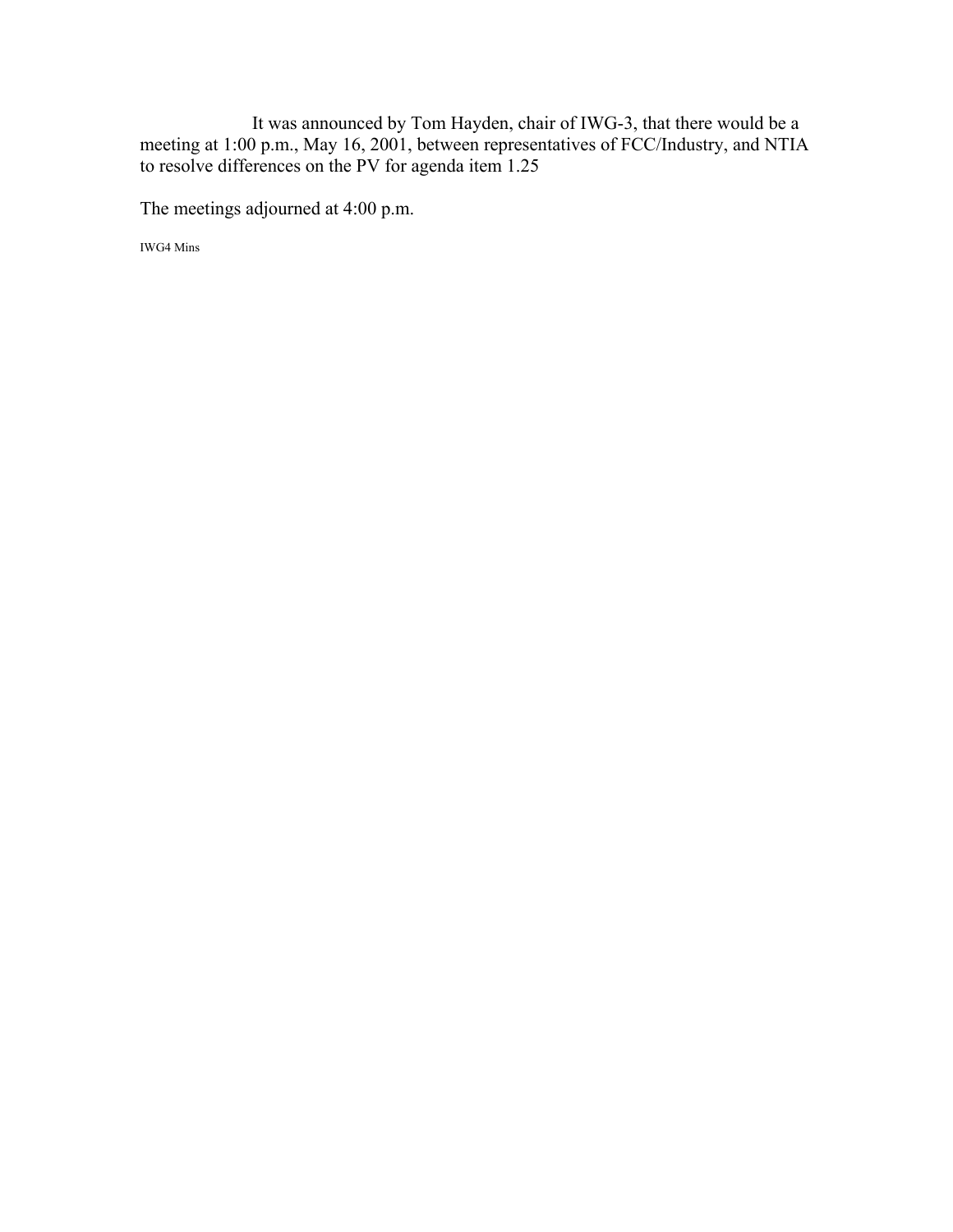It was announced by Tom Hayden, chair of IWG-3, that there would be a meeting at 1:00 p.m., May 16, 2001, between representatives of FCC/Industry, and NTIA to resolve differences on the PV for agenda item 1.25

The meetings adjourned at 4:00 p.m.

IWG4 Mins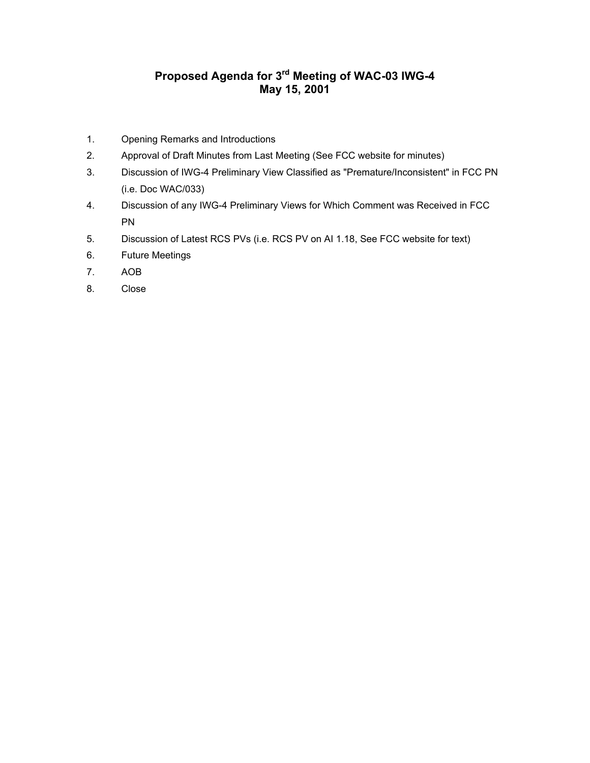# Proposed Agenda for 3rd Meeting of WAC-03 IWG-4
# May 15, 2001

1. Opening Remarks and Introductions
2. Approval of Draft Minutes from Last Meeting (See FCC website for minutes)
3. Discussion of IWG-4 Preliminary View Classified as "Premature/Inconsistent" in FCC PN (i.e. Doc WAC/033)
4. Discussion of any IWG-4 Preliminary Views for Which Comment was Received in FCC PN
5. Discussion of Latest RCS PVs (i.e. RCS PV on AI 1.18, See FCC website for text)
6. Future Meetings
7. AOB
8. Close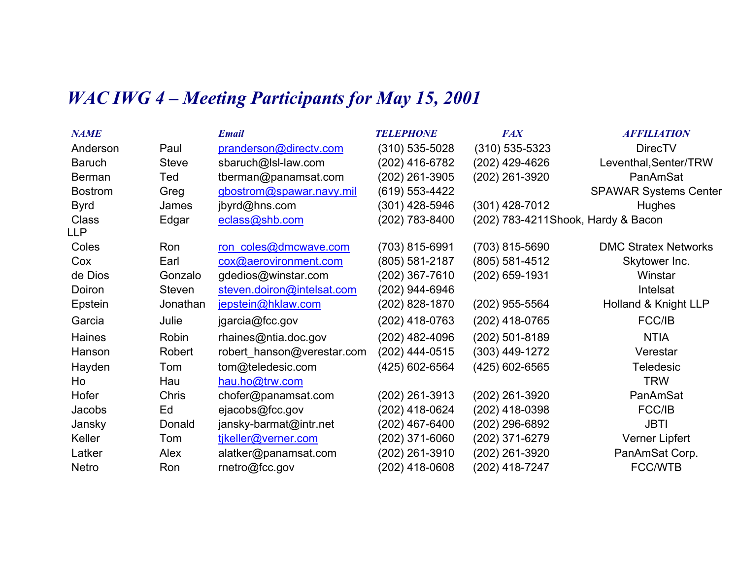# *WAC IWG 4 – Meeting Participants for May 15, 2001*

| *NAME* | | *Email* | *TELEPHONE* | *FAX* | *AFFILIATION* |
|---|---|---|---|---|---|
| Anderson | Paul | pranderson@directv.com | (310) 535-5028 | (310) 535-5323 | DirecTV |
| Baruch | Steve | sbaruch@lsl-law.com | (202) 416-6782 | (202) 429-4626 | Leventhal,Senter/TRW |
| Berman | Ted | tberman@panamsat.com | (202) 261-3905 | (202) 261-3920 | PanAmSat |
| Bostrom | Greg | gbostrom@spawar.navy.mil | (619) 553-4422 | | SPAWAR Systems Center |
| Byrd | James | jbyrd@hns.com | (301) 428-5946 | (301) 428-7012 | Hughes |
| Class | Edgar | eclass@shb.com | (202) 783-8400 | (202) 783-4211 | Shook, Hardy & Bacon LLP |
| Coles | Ron | ron_coles@dmcwave.com | (703) 815-6991 | (703) 815-5690 | DMC Stratex Networks |
| Cox | Earl | cox@aerovironment.com | (805) 581-2187 | (805) 581-4512 | Skytower Inc. |
| de Dios | Gonzalo | gdedios@winstar.com | (202) 367-7610 | (202) 659-1931 | Winstar |
| Doiron | Steven | steven.doiron@intelsat.com | (202) 944-6946 | | Intelsat |
| Epstein | Jonathan | jepstein@hklaw.com | (202) 828-1870 | (202) 955-5564 | Holland & Knight LLP |
| Garcia | Julie | jgarcia@fcc.gov | (202) 418-0763 | (202) 418-0765 | FCC/IB |
| Haines | Robin | rhaines@ntia.doc.gov | (202) 482-4096 | (202) 501-8189 | NTIA |
| Hanson | Robert | robert_hanson@verestar.com | (202) 444-0515 | (303) 449-1272 | Verestar |
| Hayden | Tom | tom@teledesic.com | (425) 602-6564 | (425) 602-6565 | Teledesic |
| Ho | Hau | hau.ho@trw.com | | | TRW |
| Hofer | Chris | chofer@panamsat.com | (202) 261-3913 | (202) 261-3920 | PanAmSat |
| Jacobs | Ed | ejacobs@fcc.gov | (202) 418-0624 | (202) 418-0398 | FCC/IB |
| Jansky | Donald | jansky-barmat@intr.net | (202) 467-6400 | (202) 296-6892 | JBTI |
| Keller | Tom | tjkeller@verner.com | (202) 371-6060 | (202) 371-6279 | Verner Lipfert |
| Latker | Alex | alatker@panamsat.com | (202) 261-3910 | (202) 261-3920 | PanAmSat Corp. |
| Netro | Ron | rnetro@fcc.gov | (202) 418-0608 | (202) 418-7247 | FCC/WTB |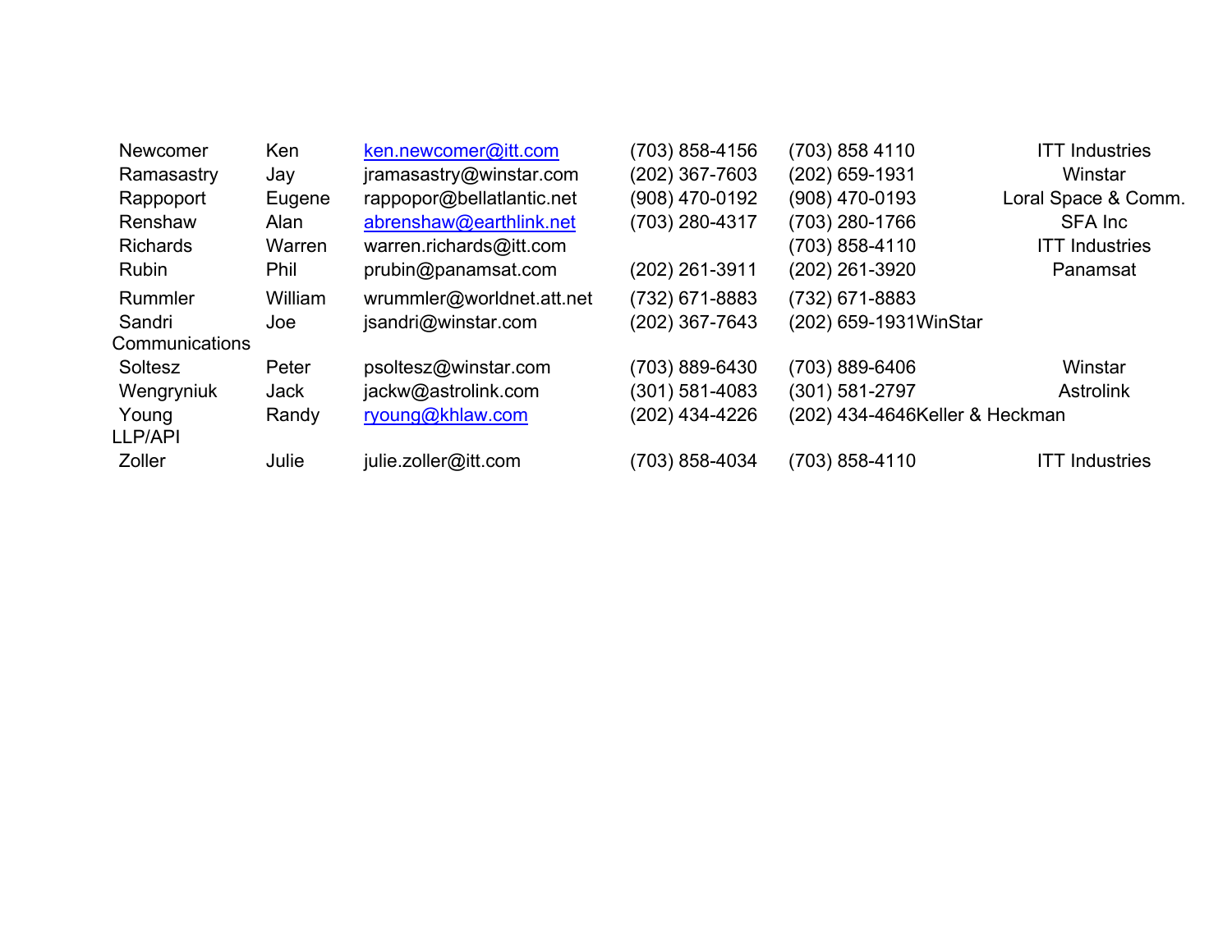| | | | | | |
|---|---|---|---|---|---|
| Newcomer | Ken | ken.newcomer@itt.com | (703) 858-4156 | (703) 858 4110 | ITT Industries |
| Ramasastry | Jay | jramasastry@winstar.com | (202) 367-7603 | (202) 659-1931 | Winstar |
| Rappoport | Eugene | rappopor@bellatlantic.net | (908) 470-0192 | (908) 470-0193 | Loral Space & Comm. |
| Renshaw | Alan | abrenshaw@earthlink.net | (703) 280-4317 | (703) 280-1766 | SFA Inc |
| Richards | Warren | warren.richards@itt.com | | (703) 858-4110 | ITT Industries |
| Rubin | Phil | prubin@panamsat.com | (202) 261-3911 | (202) 261-3920 | Panamsat |
| Rummler | William | wrummler@worldnet.att.net | (732) 671-8883 | (732) 671-8883 | |
| Sandri | Joe | jsandri@winstar.com | (202) 367-7643 | (202) 659-1931 | WinStar Communications |
| Soltesz | Peter | psoltesz@winstar.com | (703) 889-6430 | (703) 889-6406 | Winstar |
| Wengryniuk | Jack | jackw@astrolink.com | (301) 581-4083 | (301) 581-2797 | Astrolink |
| Young | Randy | ryoung@khlaw.com | (202) 434-4226 | (202) 434-4646 | Keller & Heckman LLP/API |
| Zoller | Julie | julie.zoller@itt.com | (703) 858-4034 | (703) 858-4110 | ITT Industries |